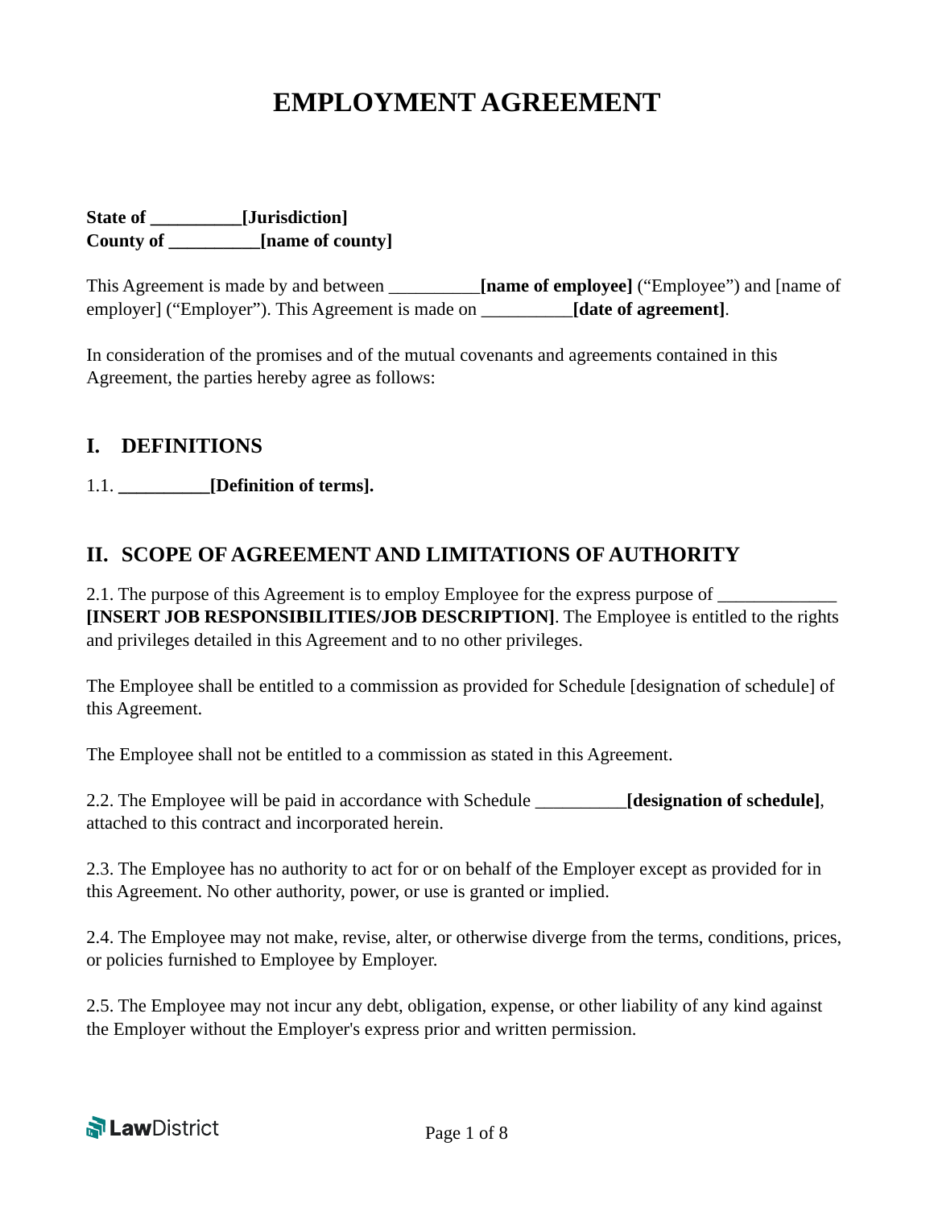# EMPLOYMENT AGREEMENT

**State of __________[Jurisdiction]**
**County of __________[name of county]**

This Agreement is made by and between __________**[name of employee]** ("Employee") and [name of employer] ("Employer"). This Agreement is made on __________**[date of agreement]**.

In consideration of the promises and of the mutual covenants and agreements contained in this Agreement, the parties hereby agree as follows:

## I. DEFINITIONS

1.1. **__________[Definition of terms].**

## II. SCOPE OF AGREEMENT AND LIMITATIONS OF AUTHORITY

2.1. The purpose of this Agreement is to employ Employee for the express purpose of _____________ **[INSERT JOB RESPONSIBILITIES/JOB DESCRIPTION]**. The Employee is entitled to the rights and privileges detailed in this Agreement and to no other privileges.

The Employee shall be entitled to a commission as provided for Schedule [designation of schedule] of this Agreement.

The Employee shall not be entitled to a commission as stated in this Agreement.

2.2. The Employee will be paid in accordance with Schedule __________**[designation of schedule]**, attached to this contract and incorporated herein.

2.3. The Employee has no authority to act for or on behalf of the Employer except as provided for in this Agreement. No other authority, power, or use is granted or implied.

2.4. The Employee may not make, revise, alter, or otherwise diverge from the terms, conditions, prices, or policies furnished to Employee by Employer.

2.5. The Employee may not incur any debt, obligation, expense, or other liability of any kind against the Employer without the Employer's express prior and written permission.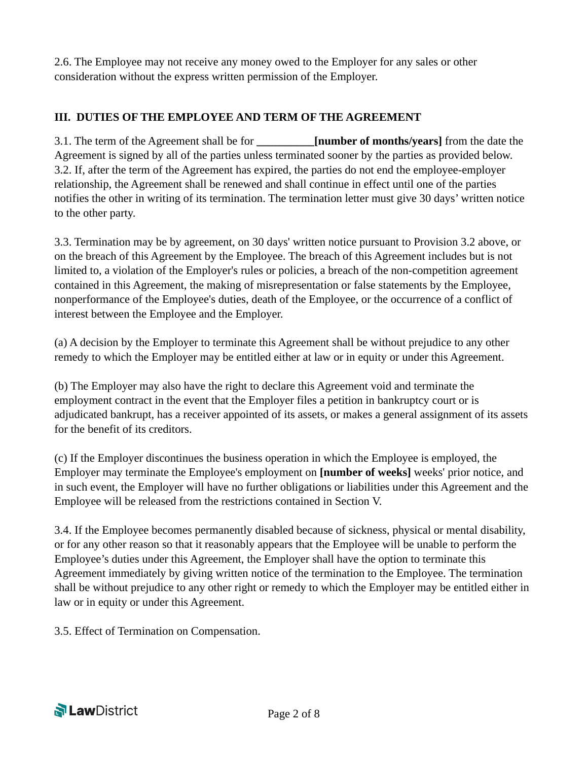2.6. The Employee may not receive any money owed to the Employer for any sales or other consideration without the express written permission of the Employer.

## III. DUTIES OF THE EMPLOYEE AND TERM OF THE AGREEMENT

3.1. The term of the Agreement shall be for __________**[number of months/years]** from the date the Agreement is signed by all of the parties unless terminated sooner by the parties as provided below.
3.2. If, after the term of the Agreement has expired, the parties do not end the employee-employer relationship, the Agreement shall be renewed and shall continue in effect until one of the parties notifies the other in writing of its termination. The termination letter must give 30 days' written notice to the other party.

3.3. Termination may be by agreement, on 30 days' written notice pursuant to Provision 3.2 above, or on the breach of this Agreement by the Employee. The breach of this Agreement includes but is not limited to, a violation of the Employer's rules or policies, a breach of the non-competition agreement contained in this Agreement, the making of misrepresentation or false statements by the Employee, nonperformance of the Employee's duties, death of the Employee, or the occurrence of a conflict of interest between the Employee and the Employer.

(a) A decision by the Employer to terminate this Agreement shall be without prejudice to any other remedy to which the Employer may be entitled either at law or in equity or under this Agreement.

(b) The Employer may also have the right to declare this Agreement void and terminate the employment contract in the event that the Employer files a petition in bankruptcy court or is adjudicated bankrupt, has a receiver appointed of its assets, or makes a general assignment of its assets for the benefit of its creditors.

(c) If the Employer discontinues the business operation in which the Employee is employed, the Employer may terminate the Employee's employment on **[number of weeks]** weeks' prior notice, and in such event, the Employer will have no further obligations or liabilities under this Agreement and the Employee will be released from the restrictions contained in Section V.

3.4. If the Employee becomes permanently disabled because of sickness, physical or mental disability, or for any other reason so that it reasonably appears that the Employee will be unable to perform the Employee's duties under this Agreement, the Employer shall have the option to terminate this Agreement immediately by giving written notice of the termination to the Employee. The termination shall be without prejudice to any other right or remedy to which the Employer may be entitled either in law or in equity or under this Agreement.

3.5. Effect of Termination on Compensation.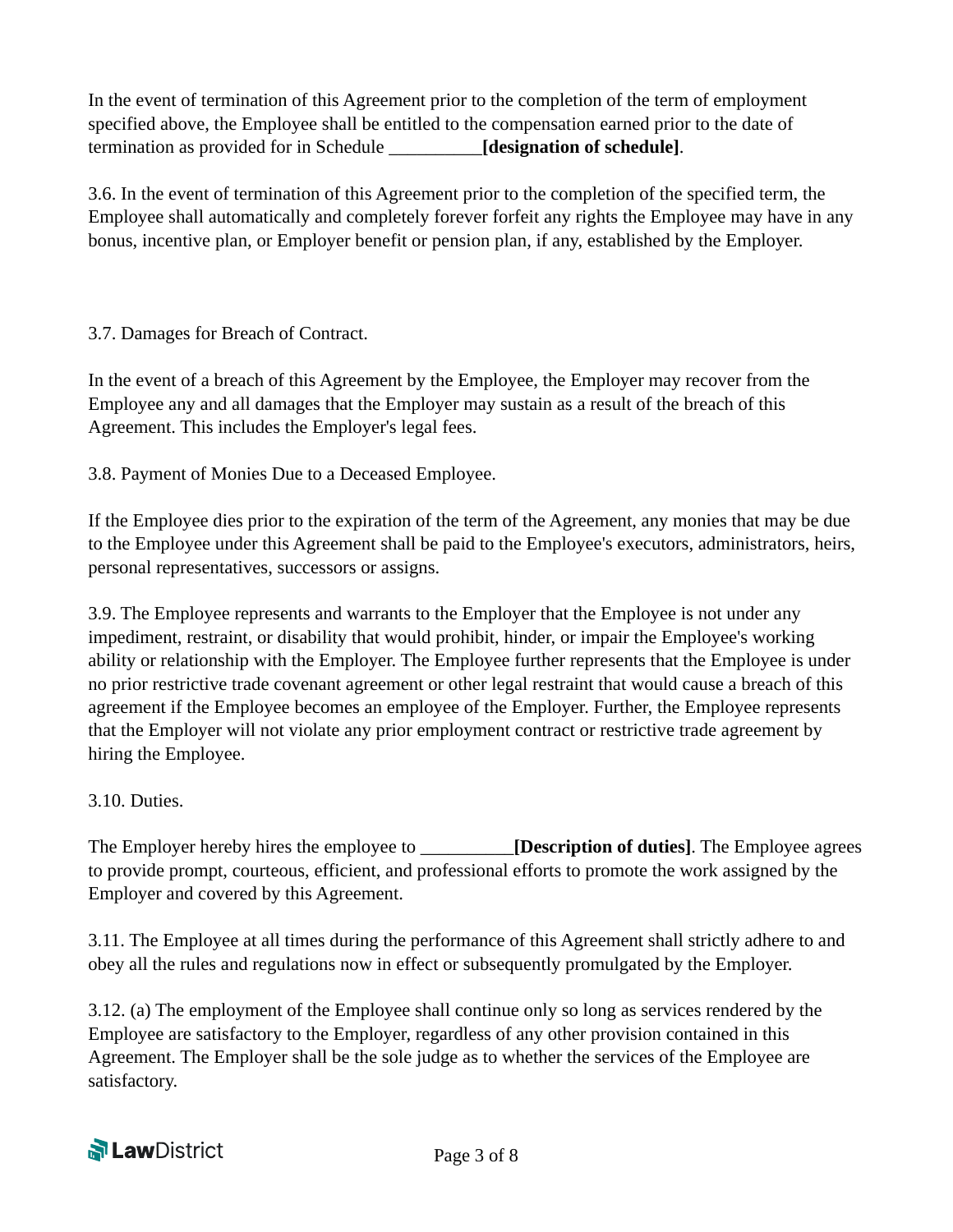In the event of termination of this Agreement prior to the completion of the term of employment specified above, the Employee shall be entitled to the compensation earned prior to the date of termination as provided for in Schedule __________**[designation of schedule]**.

3.6. In the event of termination of this Agreement prior to the completion of the specified term, the Employee shall automatically and completely forever forfeit any rights the Employee may have in any bonus, incentive plan, or Employer benefit or pension plan, if any, established by the Employer.

3.7. Damages for Breach of Contract.

In the event of a breach of this Agreement by the Employee, the Employer may recover from the Employee any and all damages that the Employer may sustain as a result of the breach of this Agreement. This includes the Employer's legal fees.

3.8. Payment of Monies Due to a Deceased Employee.

If the Employee dies prior to the expiration of the term of the Agreement, any monies that may be due to the Employee under this Agreement shall be paid to the Employee's executors, administrators, heirs, personal representatives, successors or assigns.

3.9. The Employee represents and warrants to the Employer that the Employee is not under any impediment, restraint, or disability that would prohibit, hinder, or impair the Employee's working ability or relationship with the Employer. The Employee further represents that the Employee is under no prior restrictive trade covenant agreement or other legal restraint that would cause a breach of this agreement if the Employee becomes an employee of the Employer. Further, the Employee represents that the Employer will not violate any prior employment contract or restrictive trade agreement by hiring the Employee.

3.10. Duties.

The Employer hereby hires the employee to __________**[Description of duties]**. The Employee agrees to provide prompt, courteous, efficient, and professional efforts to promote the work assigned by the Employer and covered by this Agreement.

3.11. The Employee at all times during the performance of this Agreement shall strictly adhere to and obey all the rules and regulations now in effect or subsequently promulgated by the Employer.

3.12. (a) The employment of the Employee shall continue only so long as services rendered by the Employee are satisfactory to the Employer, regardless of any other provision contained in this Agreement. The Employer shall be the sole judge as to whether the services of the Employee are satisfactory.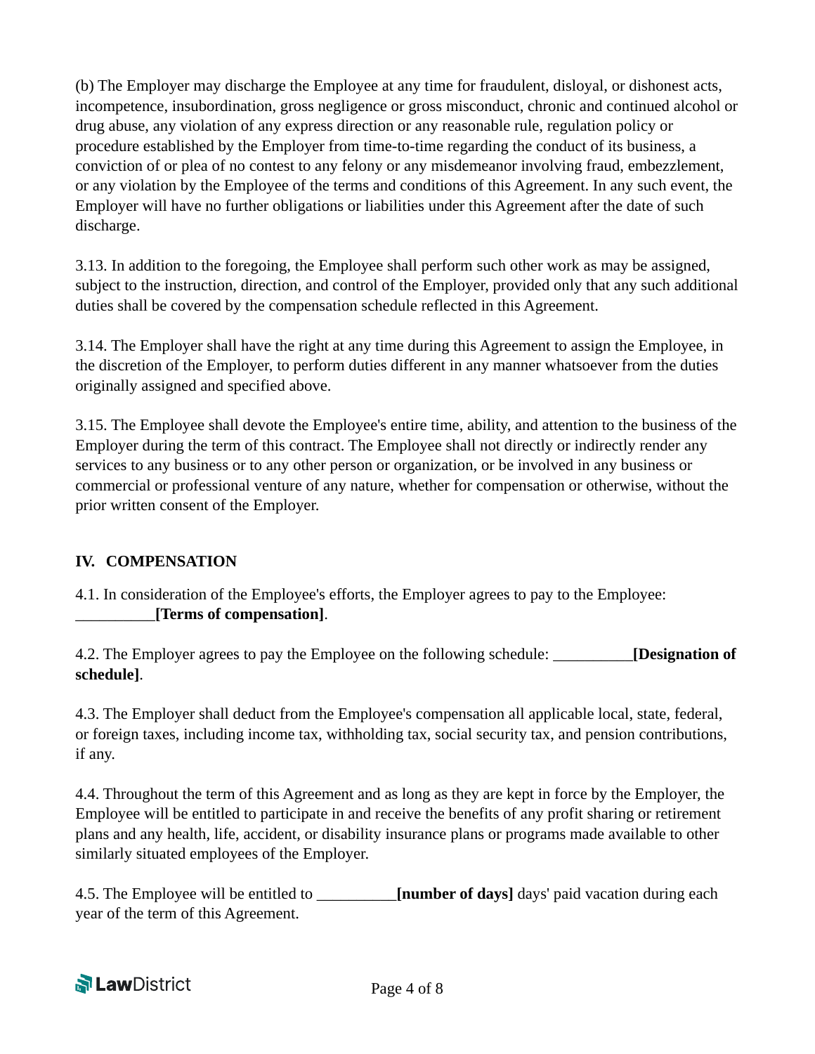(b) The Employer may discharge the Employee at any time for fraudulent, disloyal, or dishonest acts, incompetence, insubordination, gross negligence or gross misconduct, chronic and continued alcohol or drug abuse, any violation of any express direction or any reasonable rule, regulation policy or procedure established by the Employer from time-to-time regarding the conduct of its business, a conviction of or plea of no contest to any felony or any misdemeanor involving fraud, embezzlement, or any violation by the Employee of the terms and conditions of this Agreement. In any such event, the Employer will have no further obligations or liabilities under this Agreement after the date of such discharge.

3.13. In addition to the foregoing, the Employee shall perform such other work as may be assigned, subject to the instruction, direction, and control of the Employer, provided only that any such additional duties shall be covered by the compensation schedule reflected in this Agreement.

3.14. The Employer shall have the right at any time during this Agreement to assign the Employee, in the discretion of the Employer, to perform duties different in any manner whatsoever from the duties originally assigned and specified above.

3.15. The Employee shall devote the Employee's entire time, ability, and attention to the business of the Employer during the term of this contract. The Employee shall not directly or indirectly render any services to any business or to any other person or organization, or be involved in any business or commercial or professional venture of any nature, whether for compensation or otherwise, without the prior written consent of the Employer.

## IV. COMPENSATION

4.1. In consideration of the Employee's efforts, the Employer agrees to pay to the Employee: __________**[Terms of compensation]**.

4.2. The Employer agrees to pay the Employee on the following schedule: __________**[Designation of schedule]**.

4.3. The Employer shall deduct from the Employee's compensation all applicable local, state, federal, or foreign taxes, including income tax, withholding tax, social security tax, and pension contributions, if any.

4.4. Throughout the term of this Agreement and as long as they are kept in force by the Employer, the Employee will be entitled to participate in and receive the benefits of any profit sharing or retirement plans and any health, life, accident, or disability insurance plans or programs made available to other similarly situated employees of the Employer.

4.5. The Employee will be entitled to __________**[number of days]** days' paid vacation during each year of the term of this Agreement.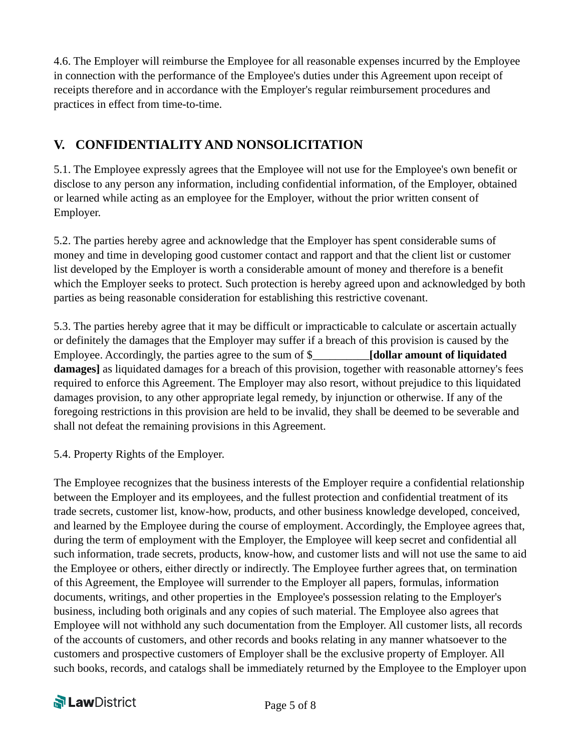4.6. The Employer will reimburse the Employee for all reasonable expenses incurred by the Employee in connection with the performance of the Employee's duties under this Agreement upon receipt of receipts therefore and in accordance with the Employer's regular reimbursement procedures and practices in effect from time-to-time.

## V. CONFIDENTIALITY AND NONSOLICITATION

5.1. The Employee expressly agrees that the Employee will not use for the Employee's own benefit or disclose to any person any information, including confidential information, of the Employer, obtained or learned while acting as an employee for the Employer, without the prior written consent of Employer.

5.2. The parties hereby agree and acknowledge that the Employer has spent considerable sums of money and time in developing good customer contact and rapport and that the client list or customer list developed by the Employer is worth a considerable amount of money and therefore is a benefit which the Employer seeks to protect. Such protection is hereby agreed upon and acknowledged by both parties as being reasonable consideration for establishing this restrictive covenant.

5.3. The parties hereby agree that it may be difficult or impracticable to calculate or ascertain actually or definitely the damages that the Employer may suffer if a breach of this provision is caused by the Employee. Accordingly, the parties agree to the sum of $__________**[dollar amount of liquidated damages]** as liquidated damages for a breach of this provision, together with reasonable attorney's fees required to enforce this Agreement. The Employer may also resort, without prejudice to this liquidated damages provision, to any other appropriate legal remedy, by injunction or otherwise. If any of the foregoing restrictions in this provision are held to be invalid, they shall be deemed to be severable and shall not defeat the remaining provisions in this Agreement.

5.4. Property Rights of the Employer.

The Employee recognizes that the business interests of the Employer require a confidential relationship between the Employer and its employees, and the fullest protection and confidential treatment of its trade secrets, customer list, know-how, products, and other business knowledge developed, conceived, and learned by the Employee during the course of employment. Accordingly, the Employee agrees that, during the term of employment with the Employer, the Employee will keep secret and confidential all such information, trade secrets, products, know-how, and customer lists and will not use the same to aid the Employee or others, either directly or indirectly. The Employee further agrees that, on termination of this Agreement, the Employee will surrender to the Employer all papers, formulas, information documents, writings, and other properties in the Employee's possession relating to the Employer's business, including both originals and any copies of such material. The Employee also agrees that Employee will not withhold any such documentation from the Employer. All customer lists, all records of the accounts of customers, and other records and books relating in any manner whatsoever to the customers and prospective customers of Employer shall be the exclusive property of Employer. All such books, records, and catalogs shall be immediately returned by the Employee to the Employer upon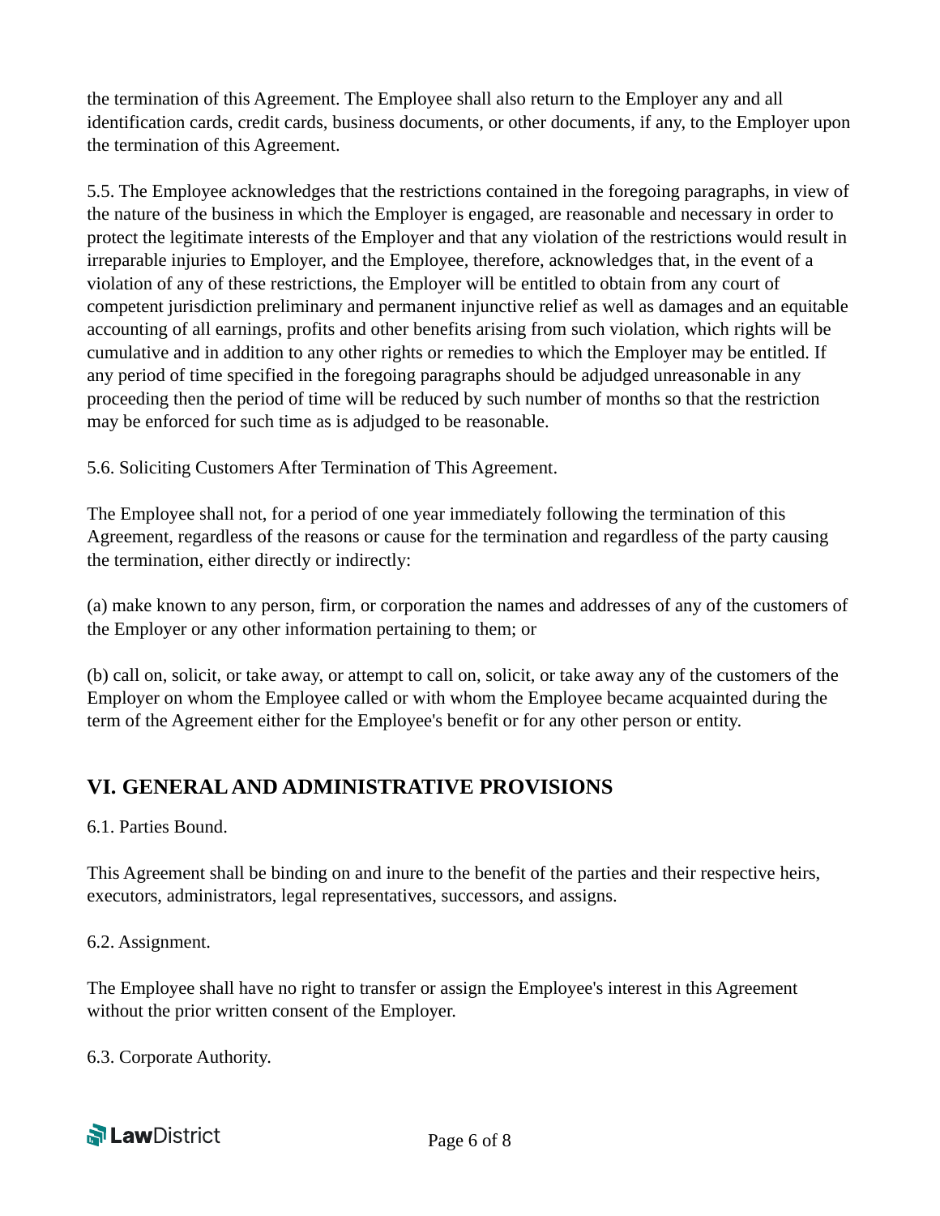the termination of this Agreement. The Employee shall also return to the Employer any and all identification cards, credit cards, business documents, or other documents, if any, to the Employer upon the termination of this Agreement.

5.5. The Employee acknowledges that the restrictions contained in the foregoing paragraphs, in view of the nature of the business in which the Employer is engaged, are reasonable and necessary in order to protect the legitimate interests of the Employer and that any violation of the restrictions would result in irreparable injuries to Employer, and the Employee, therefore, acknowledges that, in the event of a violation of any of these restrictions, the Employer will be entitled to obtain from any court of competent jurisdiction preliminary and permanent injunctive relief as well as damages and an equitable accounting of all earnings, profits and other benefits arising from such violation, which rights will be cumulative and in addition to any other rights or remedies to which the Employer may be entitled. If any period of time specified in the foregoing paragraphs should be adjudged unreasonable in any proceeding then the period of time will be reduced by such number of months so that the restriction may be enforced for such time as is adjudged to be reasonable.

5.6. Soliciting Customers After Termination of This Agreement.

The Employee shall not, for a period of one year immediately following the termination of this Agreement, regardless of the reasons or cause for the termination and regardless of the party causing the termination, either directly or indirectly:

(a) make known to any person, firm, or corporation the names and addresses of any of the customers of the Employer or any other information pertaining to them; or

(b) call on, solicit, or take away, or attempt to call on, solicit, or take away any of the customers of the Employer on whom the Employee called or with whom the Employee became acquainted during the term of the Agreement either for the Employee's benefit or for any other person or entity.

## VI. GENERAL AND ADMINISTRATIVE PROVISIONS

6.1. Parties Bound.

This Agreement shall be binding on and inure to the benefit of the parties and their respective heirs, executors, administrators, legal representatives, successors, and assigns.

6.2. Assignment.

The Employee shall have no right to transfer or assign the Employee's interest in this Agreement without the prior written consent of the Employer.

6.3. Corporate Authority.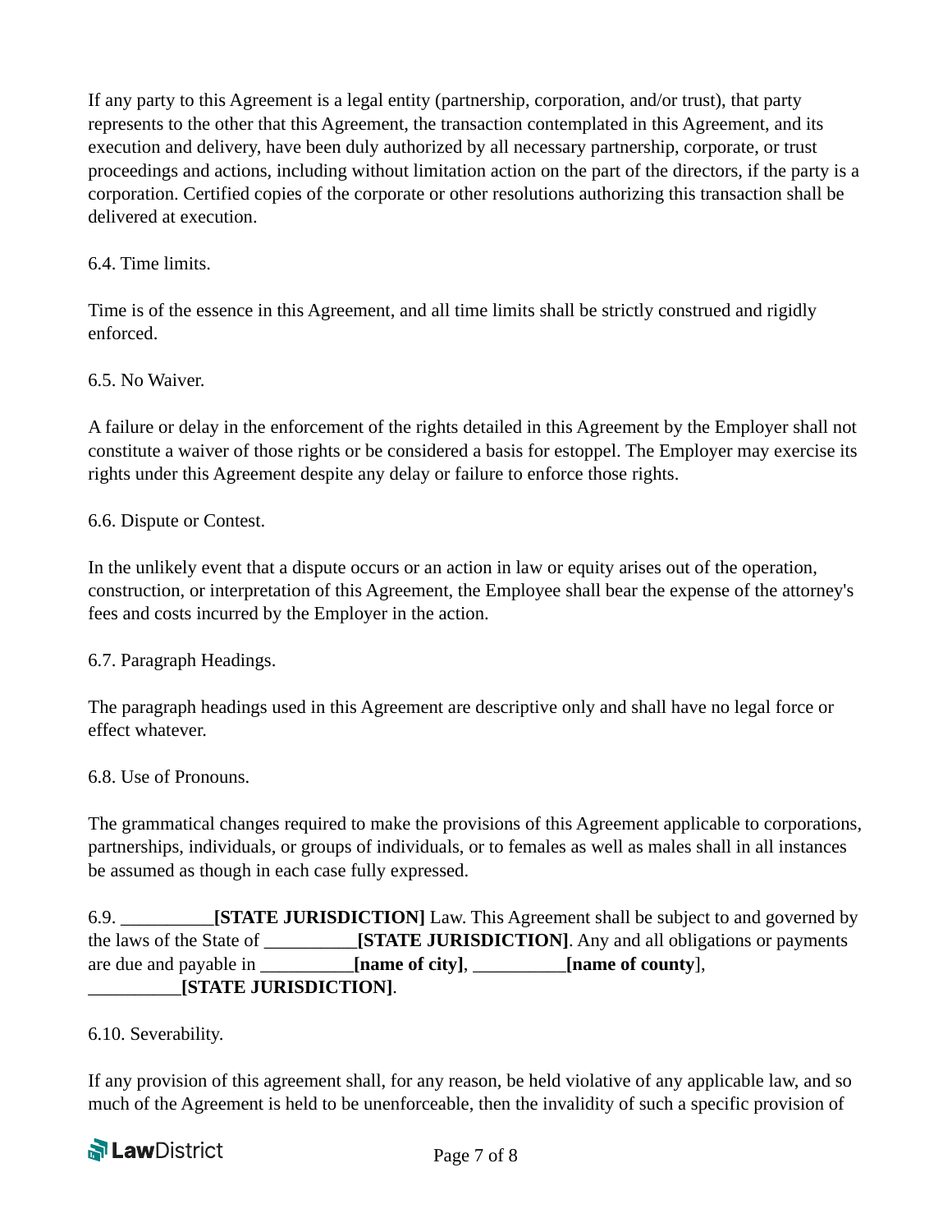If any party to this Agreement is a legal entity (partnership, corporation, and/or trust), that party represents to the other that this Agreement, the transaction contemplated in this Agreement, and its execution and delivery, have been duly authorized by all necessary partnership, corporate, or trust proceedings and actions, including without limitation action on the part of the directors, if the party is a corporation. Certified copies of the corporate or other resolutions authorizing this transaction shall be delivered at execution.

6.4. Time limits.

Time is of the essence in this Agreement, and all time limits shall be strictly construed and rigidly enforced.

6.5. No Waiver.

A failure or delay in the enforcement of the rights detailed in this Agreement by the Employer shall not constitute a waiver of those rights or be considered a basis for estoppel. The Employer may exercise its rights under this Agreement despite any delay or failure to enforce those rights.

6.6. Dispute or Contest.

In the unlikely event that a dispute occurs or an action in law or equity arises out of the operation, construction, or interpretation of this Agreement, the Employee shall bear the expense of the attorney's fees and costs incurred by the Employer in the action.

6.7. Paragraph Headings.

The paragraph headings used in this Agreement are descriptive only and shall have no legal force or effect whatever.

6.8. Use of Pronouns.

The grammatical changes required to make the provisions of this Agreement applicable to corporations, partnerships, individuals, or groups of individuals, or to females as well as males shall in all instances be assumed as though in each case fully expressed.

6.9. __________**[STATE JURISDICTION]** Law. This Agreement shall be subject to and governed by the laws of the State of __________**[STATE JURISDICTION]**. Any and all obligations or payments are due and payable in __________**[name of city]**, __________**[name of county**], __________**[STATE JURISDICTION]**.

6.10. Severability.

If any provision of this agreement shall, for any reason, be held violative of any applicable law, and so much of the Agreement is held to be unenforceable, then the invalidity of such a specific provision of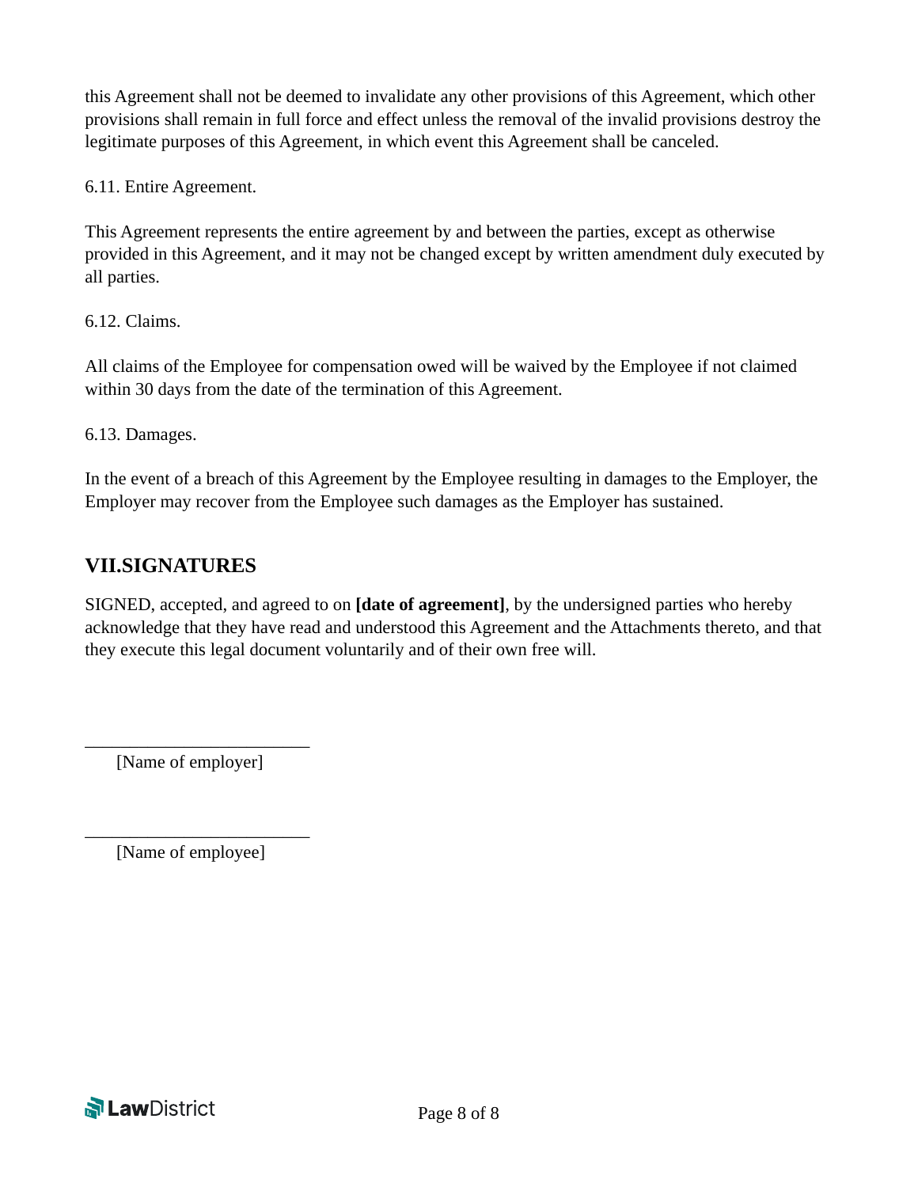this Agreement shall not be deemed to invalidate any other provisions of this Agreement, which other provisions shall remain in full force and effect unless the removal of the invalid provisions destroy the legitimate purposes of this Agreement, in which event this Agreement shall be canceled.

6.11. Entire Agreement.

This Agreement represents the entire agreement by and between the parties, except as otherwise provided in this Agreement, and it may not be changed except by written amendment duly executed by all parties.

6.12. Claims.

All claims of the Employee for compensation owed will be waived by the Employee if not claimed within 30 days from the date of the termination of this Agreement.

6.13. Damages.

In the event of a breach of this Agreement by the Employee resulting in damages to the Employer, the Employer may recover from the Employee such damages as the Employer has sustained.

## VII.SIGNATURES

SIGNED, accepted, and agreed to on **[date of agreement]**, by the undersigned parties who hereby acknowledge that they have read and understood this Agreement and the Attachments thereto, and that they execute this legal document voluntarily and of their own free will.

_________________________

[Name of employer]

_________________________

[Name of employee]